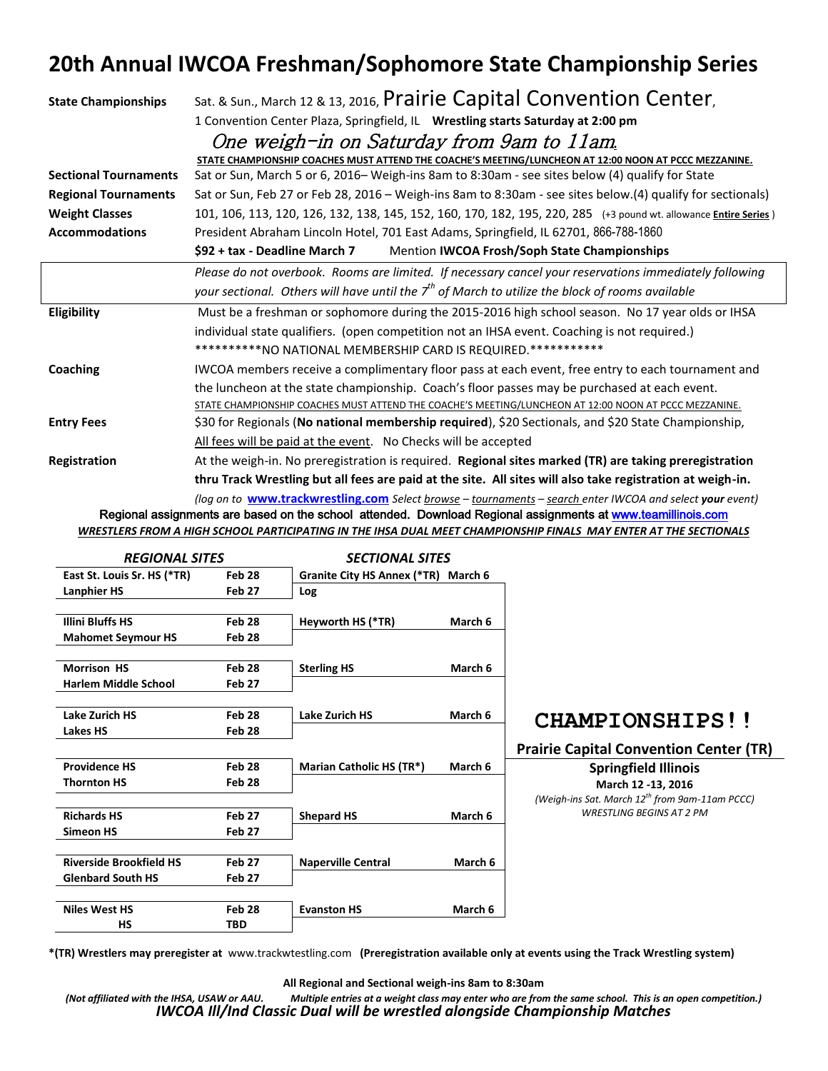# 20th Annual IWCOA Freshman/Sophomore State Championship Series

**State Championships** Sat. & Sun., March 12 & 13, 2016, Prairie Capital Convention Center, 1 Convention Center Plaza, Springfield, IL **Wrestling starts Saturday at 2:00 pm**

*One weigh-in on Saturday from 9am to 11am.*

**STATE CHAMPIONSHIP COACHES MUST ATTEND THE COACHE'S MEETING/LUNCHEON AT 12:00 NOON AT PCCC MEZZANINE.**

**Sectional Tournaments** Sat or Sun, March 5 or 6, 2016– Weigh-ins 8am to 8:30am - see sites below (4) qualify for State

**Regional Tournaments** Sat or Sun, Feb 27 or Feb 28, 2016 – Weigh-ins 8am to 8:30am - see sites below.(4) qualify for sectionals)

**Weight Classes** 101, 106, 113, 120, 126, 132, 138, 145, 152, 160, 170, 182, 195, 220, 285 (+3 pound wt. allowance **Entire Series**)

**Accommodations** President Abraham Lincoln Hotel, 701 East Adams, Springfield, IL 62701, 866-788-1860

**$92 + tax - Deadline March 7** Mention **IWCOA Frosh/Soph State Championships**

*Please do not overbook. Rooms are limited. If necessary cancel your reservations immediately following your sectional. Others will have until the 7th of March to utilize the block of rooms available*

**Eligibility** Must be a freshman or sophomore during the 2015-2016 high school season. No 17 year olds or IHSA individual state qualifiers. (open competition not an IHSA event. Coaching is not required.)

**********NO NATIONAL MEMBERSHIP CARD IS REQUIRED.***********

**Coaching** IWCOA members receive a complimentary floor pass at each event, free entry to each tournament and the luncheon at the state championship. Coach's floor passes may be purchased at each event.

STATE CHAMPIONSHIP COACHES MUST ATTEND THE COACHE'S MEETING/LUNCHEON AT 12:00 NOON AT PCCC MEZZANINE.

**Entry Fees** $30 for Regionals (**No national membership required**), $20 Sectionals, and $20 State Championship, All fees will be paid at the event. No Checks will be accepted

**Registration** At the weigh-in. No preregistration is required. **Regional sites marked (TR) are taking preregistration thru Track Wrestling but all fees are paid at the site. All sites will also take registration at weigh-in.**

*(log on to **www.trackwrestling.com** Select browse – tournaments – search enter IWCOA and select **your** event)*

Regional assignments are based on the school attended. Download Regional assignments at www.teamillinois.com

***WRESTLERS FROM A HIGH SCHOOL PARTICIPATING IN THE IHSA DUAL MEET CHAMPIONSHIP FINALS MAY ENTER AT THE SECTIONALS***

| *REGIONAL SITES* | | *SECTIONAL SITES* | |
|---|---|---|---|
| East St. Louis Sr. HS (*TR) | Feb 28 | Granite City HS Annex (*TR) | March 6 |
| Lanphier HS | Feb 27 | Log | |
| Illini Bluffs HS | Feb 28 | Heyworth HS (*TR) | March 6 |
| Mahomet Seymour HS | Feb 28 | | |
| Morrison HS | Feb 28 | Sterling HS | March 6 |
| Harlem Middle School | Feb 27 | | |
| Lake Zurich HS | Feb 28 | Lake Zurich HS | March 6 |
| Lakes HS | Feb 28 | | |
| Providence HS | Feb 28 | Marian Catholic HS (TR*) | March 6 |
| Thornton HS | Feb 28 | | |
| Richards HS | Feb 27 | Shepard HS | March 6 |
| Simeon HS | Feb 27 | | |
| Riverside Brookfield HS | Feb 27 | Naperville Central | March 6 |
| Glenbard South HS | Feb 27 | | |
| Niles West HS | Feb 28 | Evanston HS | March 6 |
| HS | TBD | | |

## CHAMPIONSHIPS!!

**Prairie Capital Convention Center (TR)**

**Springfield Illinois**

**March 12 -13, 2016**

*(Weigh-ins Sat. March 12th from 9am-11am PCCC)*

*WRESTLING BEGINS AT 2 PM*

**\*(TR) Wrestlers may preregister at** www.trackwtestling.com **(Preregistration available only at events using the Track Wrestling system)**

**All Regional and Sectional weigh-ins 8am to 8:30am**

***(Not affiliated with the IHSA, USAW or AAU. Multiple entries at a weight class may enter who are from the same school. This is an open competition.)***

***IWCOA Ill/Ind Classic Dual will be wrestled alongside Championship Matches***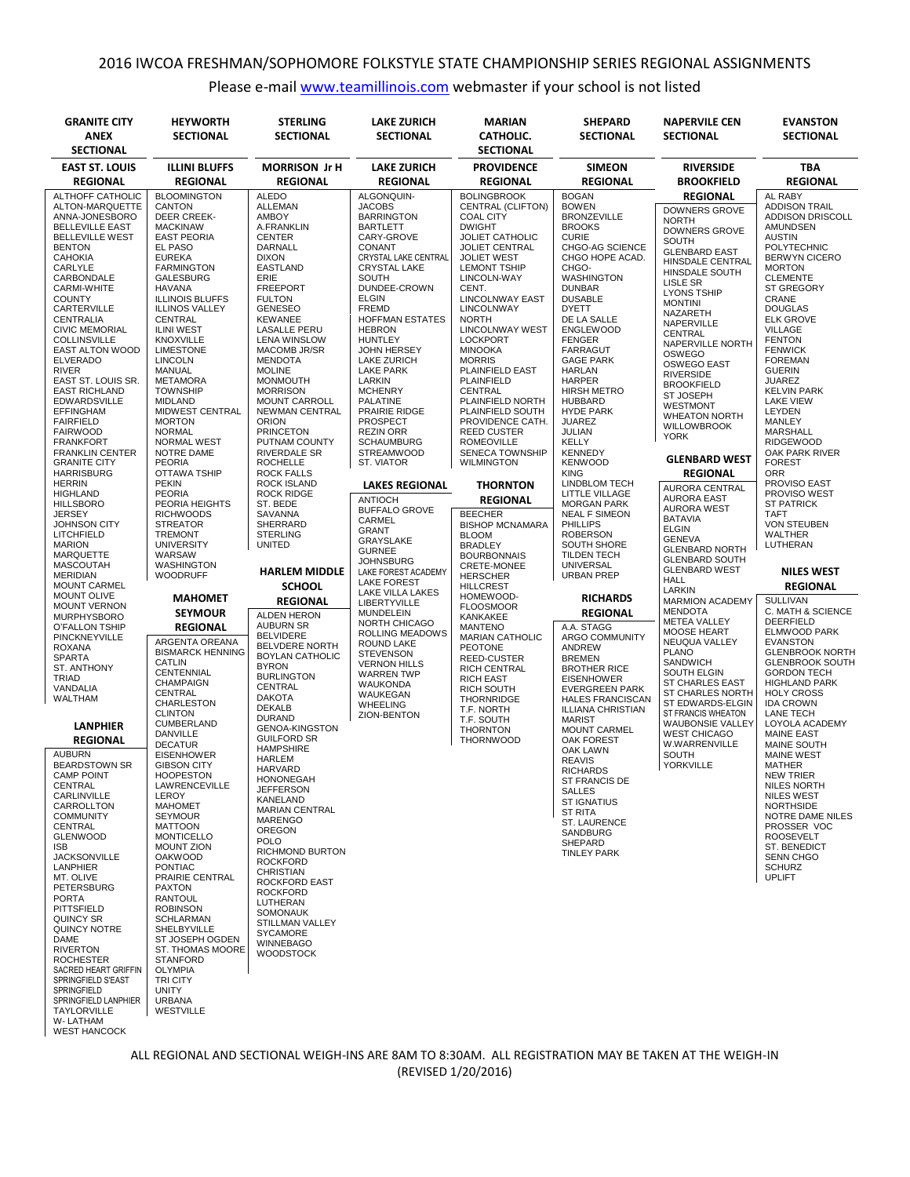# 2016 IWCOA FRESHMAN/SOPHOMORE FOLKSTYLE STATE CHAMPIONSHIP SERIES REGIONAL ASSIGNMENTS

Please e-mail www.teamillinois.com webmaster if your school is not listed

## GRANITE CITY ANEX SECTIONAL

### EAST ST. LOUIS REGIONAL

ALTHOFF CATHOLIC
ALTON-MARQUETTE
ANNA-JONESBORO
BELLEVILLE EAST
BELLEVILLE WEST
BENTON
CAHOKIA
CARLYLE
CARBONDALE
CARMI-WHITE COUNTY
CARTERVILLE
CENTRALIA
CIVIC MEMORIAL
COLLINSVILLE
EAST ALTON WOOD RIVER
ELVERADO
EAST ST. LOUIS SR.
EAST RICHLAND
EDWARDSVILLE
EFFINGHAM
FAIRFIELD
FAIRWOOD
FRANKFORT
FRANKLIN CENTER
GRANITE CITY
HARRISBURG
HERRIN
HIGHLAND
HILLSBORO
JERSEY
JOHNSON CITY
LITCHFIELD
MARION
MARQUETTE
MASCOUTAH
MERIDIAN
MOUNT CARMEL
MOUNT OLIVE
MOUNT VERNON
MURPHYSBORO
O'FALLON TSHIP
PINCKNEYVILLE
ROXANA
SPARTA
ST. ANTHONY
TRIAD
VANDALIA
WALTHAM

### LANPHIER REGIONAL

AUBURN
BEARDSTOWN SR
CAMP POINT CENTRAL
CARLINVILLE
CARROLLTON
COMMUNITY CENTRAL
GLENWOOD
ISB
JACKSONVILLE
LANPHIER
MT. OLIVE
PETERSBURG PORTA
PITTSFIELD
QUINCY SR
QUINCY NOTRE DAME
RIVERTON
ROCHESTER
SACRED HEART GRIFFIN
SPRINGFIELD S'EAST
SPRINGFIELD
SPRINGFIELD LANPHIER
TAYLORVILLE
W- LATHAM
WEST HANCOCK

## HEYWORTH SECTIONAL

### ILLINI BLUFFS REGIONAL

BLOOMINGTON
CANTON
DEER CREEK-MACKINAW
EAST PEORIA
EL PASO
EUREKA
FARMINGTON
GALESBURG
HAVANA
ILLINOIS BLUFFS
ILLINOS VALLEY CENTRAL
ILINI WEST
KNOXVILLE
LIMESTONE
LINCOLN
MANUAL
METAMORA TOWNSHIP
MIDLAND
MIDWEST CENTRAL
MORTON
NORMAL
NORMAL WEST
NOTRE DAME
PEORIA
OTTAWA TSHIP
PEKIN
PEORIA
PEORIA HEIGHTS
RICHWOODS
STREATOR
TREMONT
UNIVERSITY
WARSAW
WASHINGTON
WOODRUFF

### MAHOMET SEYMOUR REGIONAL

ARGENTA OREANA
BISMARCK HENNING
CATLIN
CENTENNIAL
CHAMPAIGN CENTRAL
CHARLESTON
CLINTON
CUMBERLAND
DANVILLE
DECATUR EISENHOWER
GIBSON CITY
HOOPESTON
LAWRENCEVILLE
LEROY
MAHOMET SEYMOUR
MATTOON
MONTICELLO
MOUNT ZION
OAKWOOD
PONTIAC
PRAIRIE CENTRAL
PAXTON
RANTOUL
ROBINSON
SCHLARMAN
SHELBYVILLE
ST JOSEPH OGDEN
ST. THOMAS MOORE
STANFORD OLYMPIA
TRI CITY
UNITY
URBANA
WESTVILLE

## STERLING SECTIONAL

### MORRISON Jr H REGIONAL

ALEDO
ALLEMAN
AMBOY
A.FRANKLIN CENTER
DARNALL
DIXON
EASTLAND
ERIE
FREEPORT
FULTON
GENESEO
KEWANEE
LASALLE PERU
LENA WINSLOW
MACOMB JR/SR
MENDOTA
MOLINE
MONMOUTH
MORRISON
MOUNT CARROLL
NEWMAN CENTRAL
ORION
PRINCETON
PUTNAM COUNTY
RIVERDALE SR
ROCHELLE
ROCK FALLS
ROCK ISLAND
ROCK RIDGE
ST. BEDE
SAVANNA
SHERRARD
STERLING
UNITED

### HARLEM MIDDLE SCHOOL REGIONAL

ALDEN HERON
AUBURN SR
BELVIDERE
BELVEDERE NORTH
BOYLAN CATHOLIC
BYRON
BURLINGTON CENTRAL
DAKOTA
DEKALB
DURAND
GENOA-KINGSTON
GUILFORD SR
HAMPSHIRE
HARLEM
HARVARD
HONONEGAH
JEFFERSON
KANELAND
MARIAN CENTRAL
MARENGO
OREGON
POLO
RICHMOND BURTON
ROCKFORD CHRISTIAN
ROCKFORD EAST
ROCKFORD LUTHERAN
SOMONAUK
STILLMAN VALLEY
SYCAMORE
WINNEBAGO
WOODSTOCK

## LAKE ZURICH SECTIONAL

### LAKE ZURICH REGIONAL

ALGONQUIN-JACOBS
BARRINGTON
BARTLETT
CARY-GROVE
CONANT
CRYSTAL LAKE CENTRAL
CRYSTAL LAKE SOUTH
DUNDEE-CROWN
ELGIN
FREMD
HOFFMAN ESTATES
HEBRON
HUNTLEY
JOHN HERSEY
LAKE ZURICH
LAKE PARK
LARKIN
MCHENRY
PALATINE
PRAIRIE RIDGE
PROSPECT
REZIN ORR
SCHAUMBURG
STREAMWOOD
ST. VIATOR

### LAKES REGIONAL

ANTIOCH
BUFFALO GROVE
CARMEL
GRANT
GRAYSLAKE
GURNEE
JOHNSBURG
LAKE FOREST ACADEMY
LAKE FOREST
LAKE VILLA LAKES
LIBERTYVILLE
MUNDELEIN
NORTH CHICAGO
ROLLING MEADOWS
ROUND LAKE
STEVENSON
VERNON HILLS
WARREN TWP
WAUKONDA
WAUKEGAN
WHEELING
ZION-BENTON

## MARIAN CATHOLIC. SECTIONAL

### PROVIDENCE REGIONAL

BOLINGBROOK
CENTRAL (CLIFTON)
COAL CITY
DWIGHT
JOLIET CATHOLIC
JOLIET CENTRAL
JOLIET WEST
LEMONT TSHIP
LINCOLN-WAY CENT.
LINCOLNWAY EAST
LINCOLNWAY NORTH
LINCOLNWAY WEST
LOCKPORT
MINOOKA
MORRIS
PLAINFIELD EAST
PLAINFIELD CENTRAL
PLAINFIELD NORTH
PLAINFIELD SOUTH
PROVIDENCE CATH.
REED CUSTER
ROMEOVILLE
SENECA TOWNSHIP
WILMINGTON

### THORNTON REGIONAL

BEECHER
BISHOP MCNAMARA
BLOOM
BRADLEY
BOURBONNAIS
CRETE-MONEE
HERSCHER
HILLCREST
HOMEWOOD-FLOOSMOOR
KANKAKEE
MANTENO
MARIAN CATHOLIC
PEOTONE
REED-CUSTER
RICH CENTRAL
RICH EAST
RICH SOUTH
THORNRIDGE
T.F. NORTH
T.F. SOUTH
THORNTON
THORNWOOD

## SHEPARD SECTIONAL

### SIMEON REGIONAL

BOGAN
BOWEN
BRONZEVILLE
BROOKS
CURIE
CHGO-AG SCIENCE
CHGO HOPE ACAD.
CHGO-WASHINGTON
DUNBAR
DUSABLE
DYETT
DE LA SALLE
ENGLEWOOD
FENGER
FARRAGUT
GAGE PARK
HARLAN
HARPER
HIRSH METRO
HUBBARD
HYDE PARK
JUAREZ
JULIAN
KELLY
KENNEDY
KENWOOD
KING
LINDBLOM TECH
LITTLE VILLAGE
MORGAN PARK
NEAL F SIMEON
PHILLIPS
ROBERSON
SOUTH SHORE
TILDEN TECH
UNIVERSAL
URBAN PREP

### RICHARDS REGIONAL

A.A. STAGG
ARGO COMMUNITY
ANDREW
BREMEN
BROTHER RICE
EISENHOWER
EVERGREEN PARK
HALES FRANCISCAN
ILLIANA CHRISTIAN
MARIST
MOUNT CARMEL
OAK FOREST
OAK LAWN
REAVIS
RICHARDS
ST FRANCIS DE SALLES
ST IGNATIUS
ST RITA
ST. LAURENCE
SANDBURG
SHEPARD
TINLEY PARK

## NAPERVILE CEN SECTIONAL

### RIVERSIDE BROOKFIELD REGIONAL

DOWNERS GROVE NORTH
DOWNERS GROVE SOUTH
GLENBARD EAST
HINSDALE CENTRAL
HINSDALE SOUTH
LISLE SR
LYONS TSHIP
MONTINI
NAZARETH
NAPERVILLE CENTRAL
NAPERVILLE NORTH
OSWEGO
OSWEGO EAST
RIVERSIDE BROOKFIELD
ST JOSEPH
WESTMONT
WHEATON NORTH
WILLOWBROOK
YORK

### GLENBARD WEST REGIONAL

AURORA CENTRAL
AURORA EAST
AURORA WEST
BATAVIA
ELGIN
GENEVA
GLENBARD NORTH
GLENBARD SOUTH
GLENBARD WEST
HALL
LARKIN
MARMION ACADEMY
MENDOTA
METEA VALLEY
MOOSE HEART
NEUQUA VALLEY
PLANO
SANDWICH
SOUTH ELGIN
ST CHARLES EAST
ST CHARLES NORTH
ST EDWARDS-ELGIN
ST FRANCIS WHEATON
WAUBONSIE VALLEY
WEST CHICAGO
W.WARRENVILLE SOUTH
YORKVILLE

## EVANSTON SECTIONAL

### TBA REGIONAL

AL RABY
ADDISON TRAIL
ADDISON DRISCOLL
AMUNDSEN
AUSTIN POLYTECHNIC
BERWYN CICERO
MORTON
CLEMENTE
ST GREGORY
CRANE
DOUGLAS
ELK GROVE VILLAGE
FENTON
FENWICK
FOREMAN
GUERIN
JUAREZ
KELVIN PARK
LAKE VIEW
LEYDEN
MANLEY
MARSHALL
RIDGEWOOD
OAK PARK RIVER FOREST
ORR
PROVISO EAST
PROVISO WEST
ST PATRICK
TAFT
VON STEUBEN
WALTHER LUTHERAN

### NILES WEST REGIONAL

SULLIVAN
C. MATH & SCIENCE
DEERFIELD
ELMWOOD PARK
EVANSTON
GLENBROOK NORTH
GLENBROOK SOUTH
GORDON TECH
HIGHLAND PARK
HOLY CROSS
IDA CROWN
LANE TECH
LOYOLA ACADEMY
MAINE EAST
MAINE SOUTH
MAINE WEST
MATHER
NEW TRIER
NILES NORTH
NILES WEST
NORTHSIDE
NOTRE DAME NILES
PROSSER VOC
ROOSEVELT
ST. BENEDICT
SENN CHGO
SCHURZ
UPLIFT

ALL REGIONAL AND SECTIONAL WEIGH-INS ARE 8AM TO 8:30AM. ALL REGISTRATION MAY BE TAKEN AT THE WEIGH-IN

(REVISED 1/20/2016)